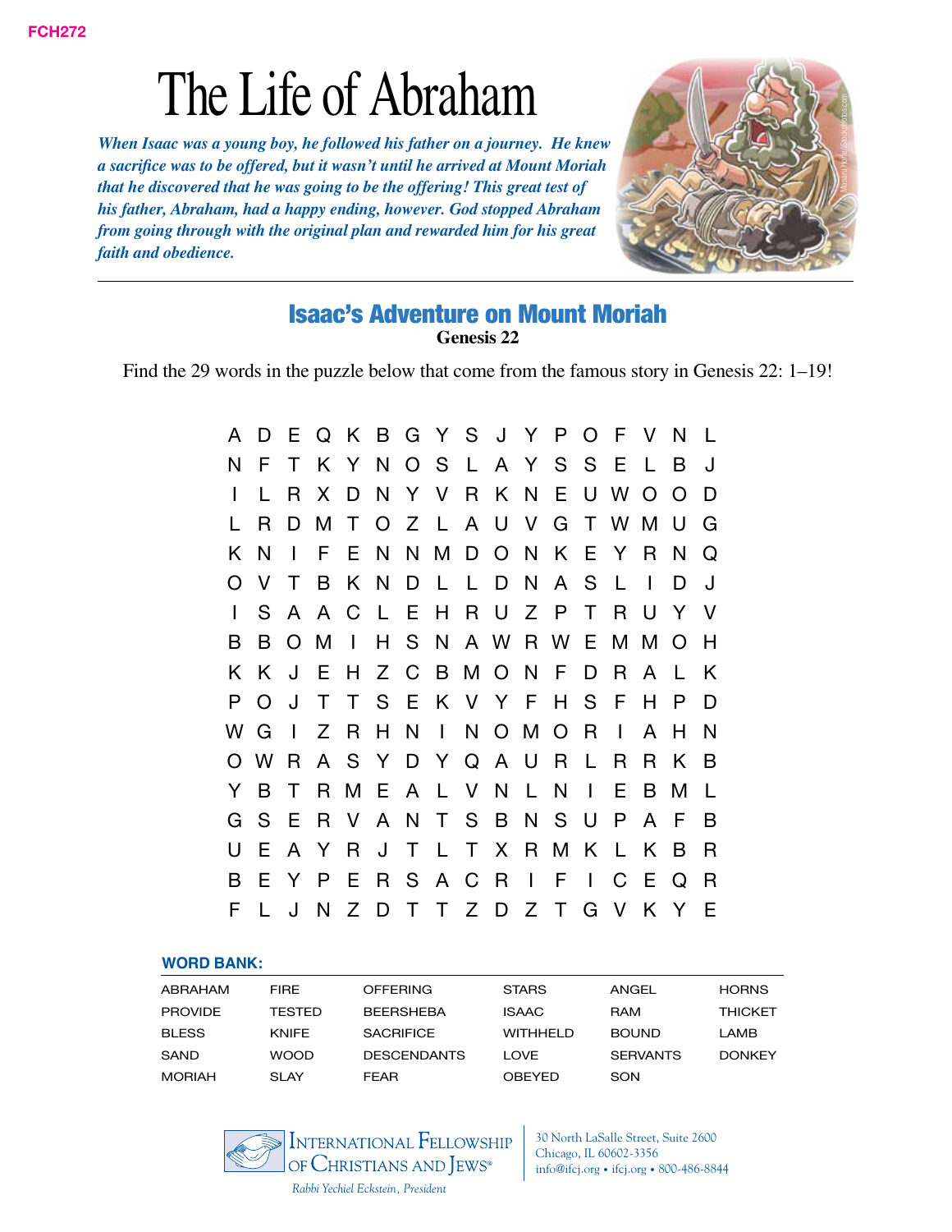FCH272

# The Life of Abraham

***When Isaac was a young boy, he followed his father on a journey. He knew a sacrifice was to be offered, but it wasn't until he arrived at Mount Moriah that he discovered that he was going to be the offering! This great test of his father, Abraham, had a happy ending, however. God stopped Abraham from going through with the original plan and rewarded him for his great faith and obedience.***

## Isaac's Adventure on Mount Moriah

**Genesis 22**

Find the 29 words in the puzzle below that come from the famous story in Genesis 22: 1–19!

```
A D E Q K B G Y S J Y P O F V N L
N F T K Y N O S L A Y S S E L B J
I L R X D N Y V R K N E U W O O D
L R D M T O Z L A U V G T W M U G
K N I F E N N M D O N K E Y R N Q
O V T B K N D L L D N A S L I D J
I S A A C L E H R U Z P T R U Y V
B B O M I H S N A W R W E M M O H
K K J E H Z C B M O N F D R A L K
P O J T T S E K V Y F H S F H P D
W G I Z R H N I N O M O R I A H N
O W R A S Y D Y Q A U R L R R K B
Y B T R M E A L V N L N I E B M L
G S E R V A N T S B N S U P A F B
U E A Y R J T L T X R M K L K B R
B E Y P E R S A C R I F I C E Q R
F L J N Z D T T Z D Z T G V K Y E
```

**WORD BANK:**

| | | | | | |
|---|---|---|---|---|---|
| ABRAHAM | FIRE | OFFERING | STARS | ANGEL | HORNS |
| PROVIDE | TESTED | BEERSHEBA | ISAAC | RAM | THICKET |
| BLESS | KNIFE | SACRIFICE | WITHHELD | BOUND | LAMB |
| SAND | WOOD | DESCENDANTS | LOVE | SERVANTS | DONKEY |
| MORIAH | SLAY | FEAR | OBEYED | SON | |

International Fellowship of Christians and Jews®

*Rabbi Yechiel Eckstein, President*

30 North LaSalle Street, Suite 2600
Chicago, IL 60602-3356
info@ifcj.org • ifcj.org • 800-486-8844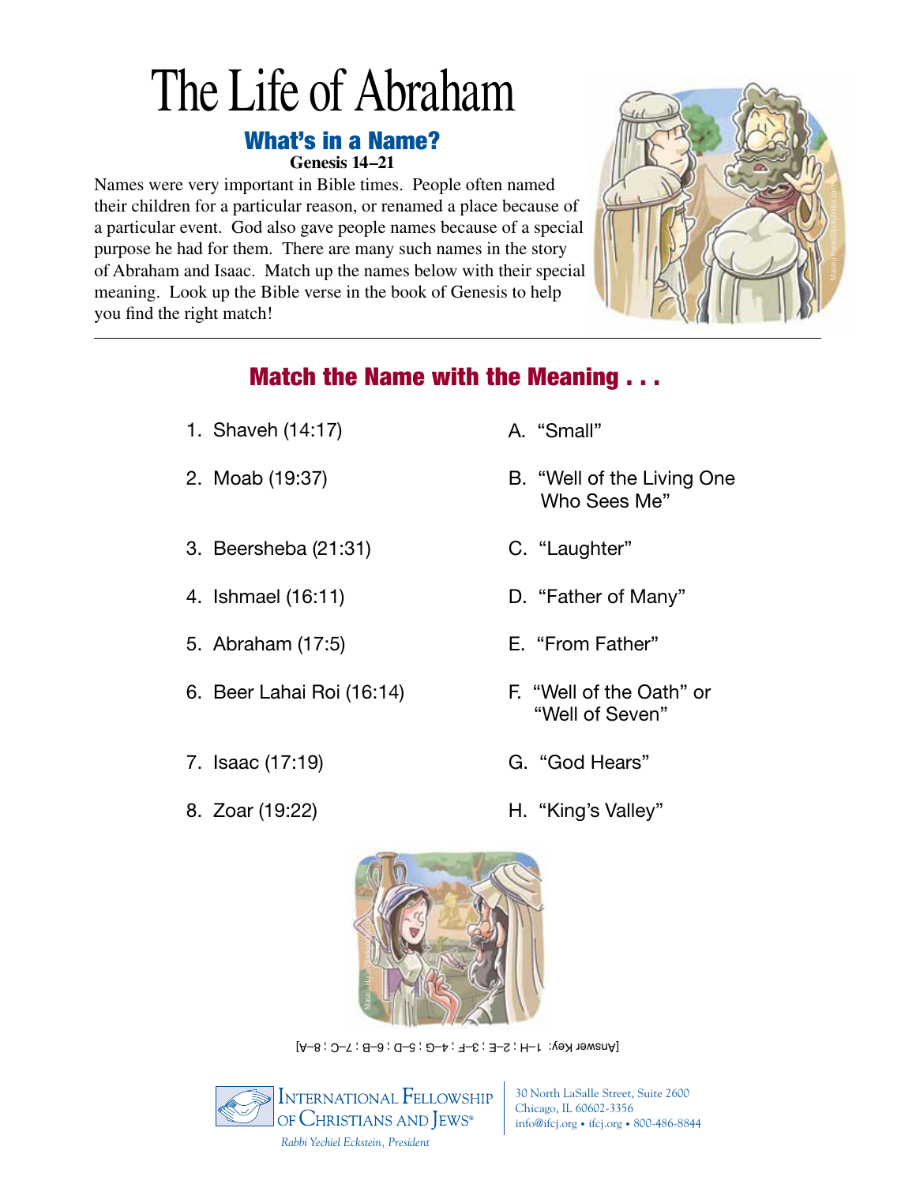# The Life of Abraham

## What's in a Name?

**Genesis 14–21**

Names were very important in Bible times. People often named their children for a particular reason, or renamed a place because of a particular event. God also gave people names because of a special purpose he had for them. There are many such names in the story of Abraham and Isaac. Match up the names below with their special meaning. Look up the Bible verse in the book of Genesis to help you find the right match!

## Match the Name with the Meaning . . .

1. Shaveh (14:17)
2. Moab (19:37)
3. Beersheba (21:31)
4. Ishmael (16:11)
5. Abraham (17:5)
6. Beer Lahai Roi (16:14)
7. Isaac (17:19)
8. Zoar (19:22)

A. "Small"

B. "Well of the Living One Who Sees Me"

C. "Laughter"

D. "Father of Many"

E. "From Father"

F. "Well of the Oath" or "Well of Seven"

G. "God Hears"

H. "King's Valley"

[Answer Key: 1–H ; 2–E ; 3–F ; 4–G ; 5–D ; 6–B ; 7–C ; 8–A]

International Fellowship of Christians and Jews®

*Rabbi Yechiel Eckstein, President*

30 North LaSalle Street, Suite 2600
Chicago, IL 60602-3356
info@ifcj.org • ifcj.org • 800-486-8844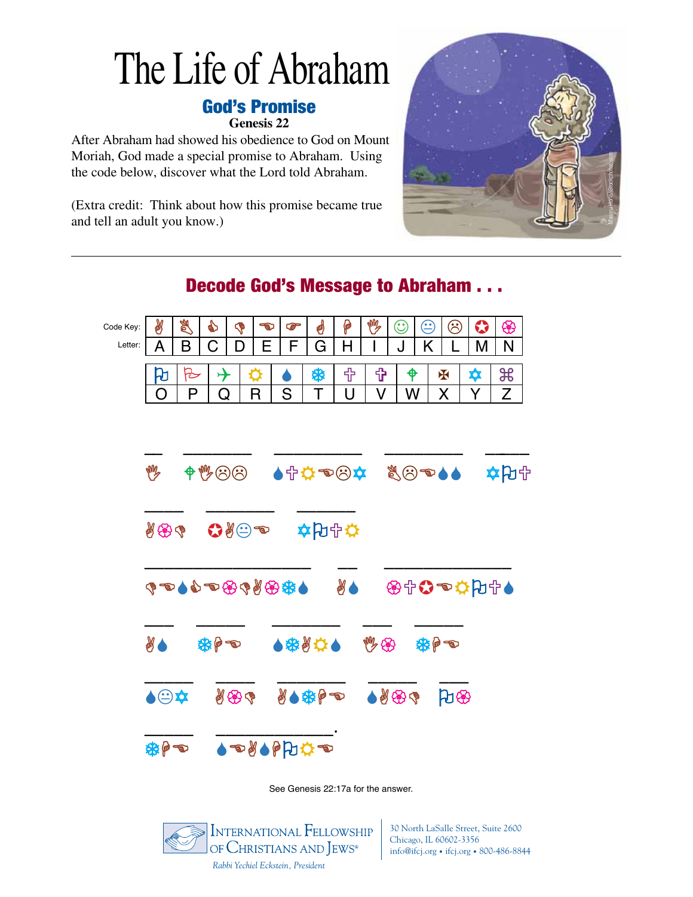# The Life of Abraham

## God's Promise

**Genesis 22**

After Abraham had showed his obedience to God on Mount Moriah, God made a special promise to Abraham. Using the code below, discover what the Lord told Abraham.

(Extra credit: Think about how this promise became true and tell an adult you know.)

## Decode God's Message to Abraham . . .

| Code Key: | ✌ | 👌 | 👍 | 👎 | ☜ | ☞ | ☝ | ☟ | ✋ | ☺ | 😐 | ☹ | ✪ | ❁ |
|---|---|---|---|---|---|---|---|---|---|---|---|---|---|---|
| Letter: | A | B | C | D | E | F | G | H | I | J | K | L | M | N |

| ⚐ | ⚑ | ✈ | ☼ | 💧 | ❄ | ✞ | ✝ | ⌖ | ✠ | ✡ | ⌘ |
|---|---|---|---|---|---|---|---|---|---|---|---|
| O | P | Q | R | S | T | U | V | W | X | Y | Z |

\_ \_\_\_\_ \_\_\_\_\_\_ \_\_\_\_\_ \_\_\_

✋ ⌖✋☹☹ 💧✞☼☜☹✡ 👌☹☜💧💧 ✡⚐✞

\_\_\_ \_\_\_\_ \_\_\_\_

✌❁👎 ✪✌😐☜ ✡⚐✞☼

\_\_\_\_\_\_\_\_\_\_\_ \_\_ \_\_\_\_\_\_\_\_

👎☜💧👍☜❁👎✌❁❄💧 ✌💧 ❁✞✪☜☼⚐✞💧

\_\_ \_\_\_ \_\_\_\_\_ \_\_ \_\_\_

✌💧 ❄☟☜ 💧❄✌☼💧 ✋❁ ❄☟☜

\_\_\_ \_\_\_ \_\_\_\_\_ \_\_\_\_ \_\_

💧😐✡ ✌❁👎 ✌💧❄☟☜ 💧✌❁👎 ⚐❁

\_\_\_ \_\_\_\_\_\_\_\_.

❄☟☜ 💧☜✌💧☟⚐☼☜

See Genesis 22:17a for the answer.

INTERNATIONAL FELLOWSHIP OF CHRISTIANS AND JEWS®
*Rabbi Yechiel Eckstein, President*

30 North LaSalle Street, Suite 2600
Chicago, IL 60602-3356
info@ifcj.org • ifcj.org • 800-486-8844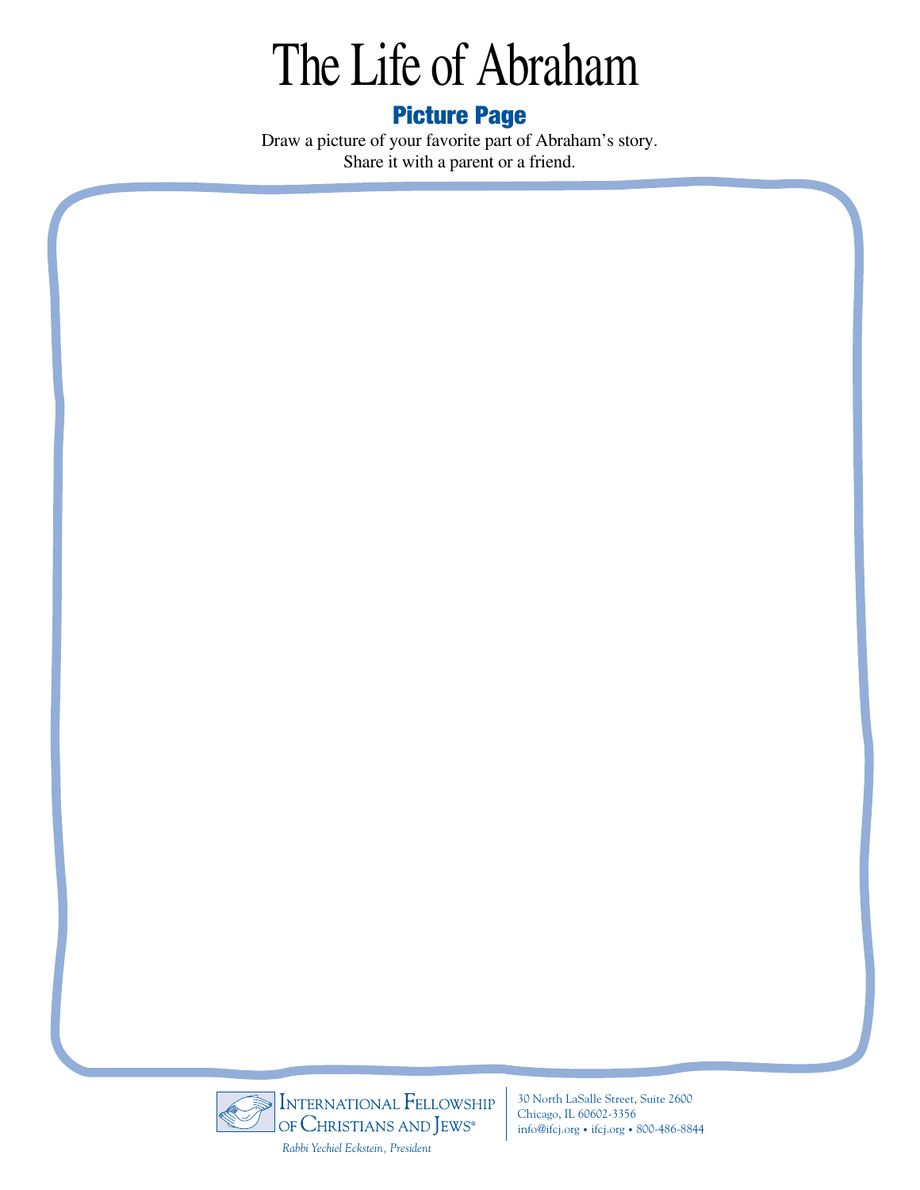# The Life of Abraham

## Picture Page

Draw a picture of your favorite part of Abraham's story.
Share it with a parent or a friend.

International Fellowship of Christians and Jews®

*Rabbi Yechiel Eckstein, President*

30 North LaSalle Street, Suite 2600
Chicago, IL 60602-3356
info@ifcj.org • ifcj.org • 800-486-8844